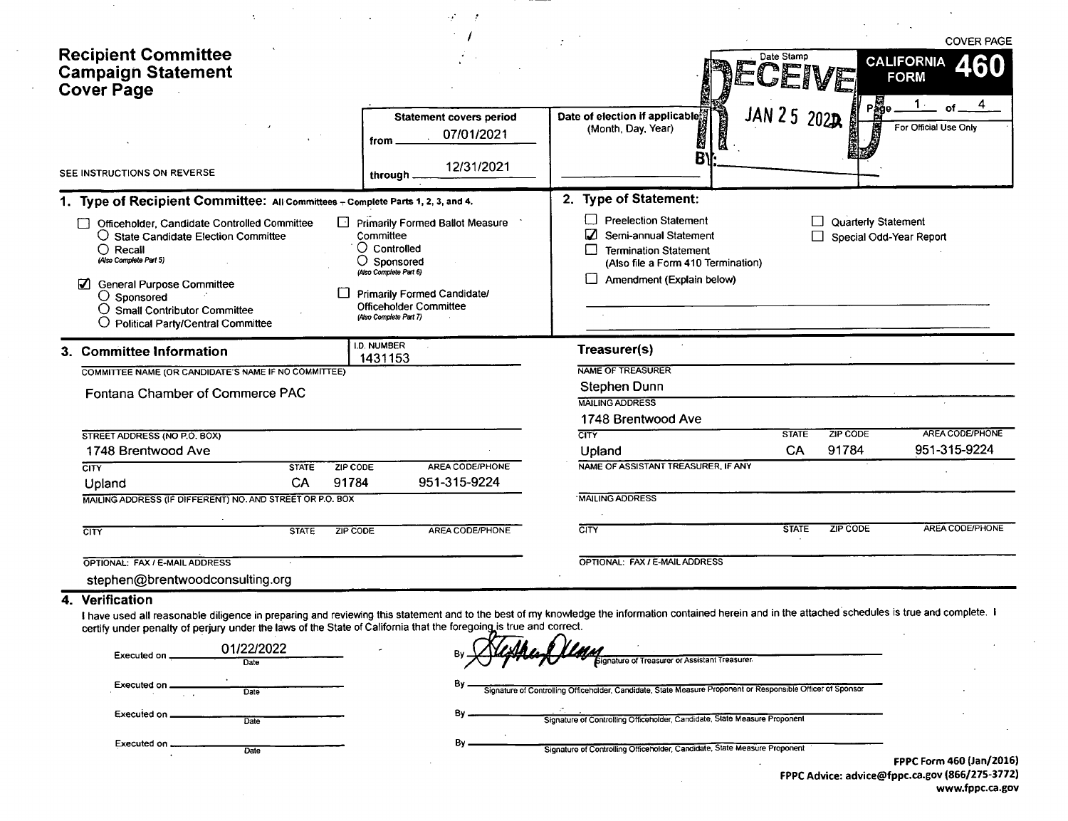COVER PAGE

# Recipient Committee Campaign Statement Cover Page

SEE INSTRUCTIONS ON REVERSE

**Statement covers period**

from 07/01/2021

through 12/31/2021

**Date of election if applicable:** (Month, Day, Year)

Date Stamp

RECEIVED JAN 25 2022

BY:

**CALIFORNIA FORM 460**

Page 1 of 4

For Official Use Only

## 1. Type of Recipient Committee: All Committees – Complete Parts 1, 2, 3, and 4.

- ☐ Officeholder, Candidate Controlled Committee
  - ○ State Candidate Election Committee
  - ○ Recall (Also Complete Part 5)
- ☑ General Purpose Committee
  - ○ Sponsored
  - ○ Small Contributor Committee
  - ○ Political Party/Central Committee
- ☐ Primarily Formed Ballot Measure Committee
  - ○ Controlled
  - ○ Sponsored (Also Complete Part 6)
- ☐ Primarily Formed Candidate/ Officeholder Committee (Also Complete Part 7)

## 2. Type of Statement:

- ☐ Preelection Statement
- ☑ Semi-annual Statement
- ☐ Termination Statement (Also file a Form 410 Termination)
- ☐ Amendment (Explain below)
- ☐ Quarterly Statement
- ☐ Special Odd-Year Report

## 3. Committee Information

I.D. NUMBER: 1431153

COMMITTEE NAME (OR CANDIDATE'S NAME IF NO COMMITTEE): Fontana Chamber of Commerce PAC

| STREET ADDRESS (NO P.O. BOX) | | | |
|---|---|---|---|
| 1748 Brentwood Ave | | | |
| **CITY** | **STATE** | **ZIP CODE** | **AREA CODE/PHONE** |
| Upland | CA | 91784 | 951-315-9224 |

MAILING ADDRESS (IF DIFFERENT) NO. AND STREET OR P.O. BOX:

| CITY | STATE | ZIP CODE | AREA CODE/PHONE |
|---|---|---|---|
| | | | |

OPTIONAL: FAX / E-MAIL ADDRESS: stephen@brentwoodconsulting.org

### Treasurer(s)

NAME OF TREASURER: Stephen Dunn

MAILING ADDRESS: 1748 Brentwood Ave

| CITY | STATE | ZIP CODE | AREA CODE/PHONE |
|---|---|---|---|
| Upland | CA | 91784 | 951-315-9224 |

NAME OF ASSISTANT TREASURER, IF ANY:

MAILING ADDRESS:

| CITY | STATE | ZIP CODE | AREA CODE/PHONE |
|---|---|---|---|
| | | | |

OPTIONAL: FAX / E-MAIL ADDRESS:

## 4. Verification

I have used all reasonable diligence in preparing and reviewing this statement and to the best of my knowledge the information contained herein and in the attached schedules is true and complete. I certify under penalty of perjury under the laws of the State of California that the foregoing is true and correct.

Executed on 01/22/2022 (Date) By [Signature] Signature of Treasurer or Assistant Treasurer

Executed on ________ (Date) By ________ Signature of Controlling Officeholder, Candidate, State Measure Proponent or Responsible Officer of Sponsor

Executed on ________ (Date) By ________ Signature of Controlling Officeholder, Candidate, State Measure Proponent

Executed on ________ (Date) By ________ Signature of Controlling Officeholder, Candidate, State Measure Proponent

FPPC Form 460 (Jan/2016)
FPPC Advice: advice@fppc.ca.gov (866/275-3772)
www.fppc.ca.gov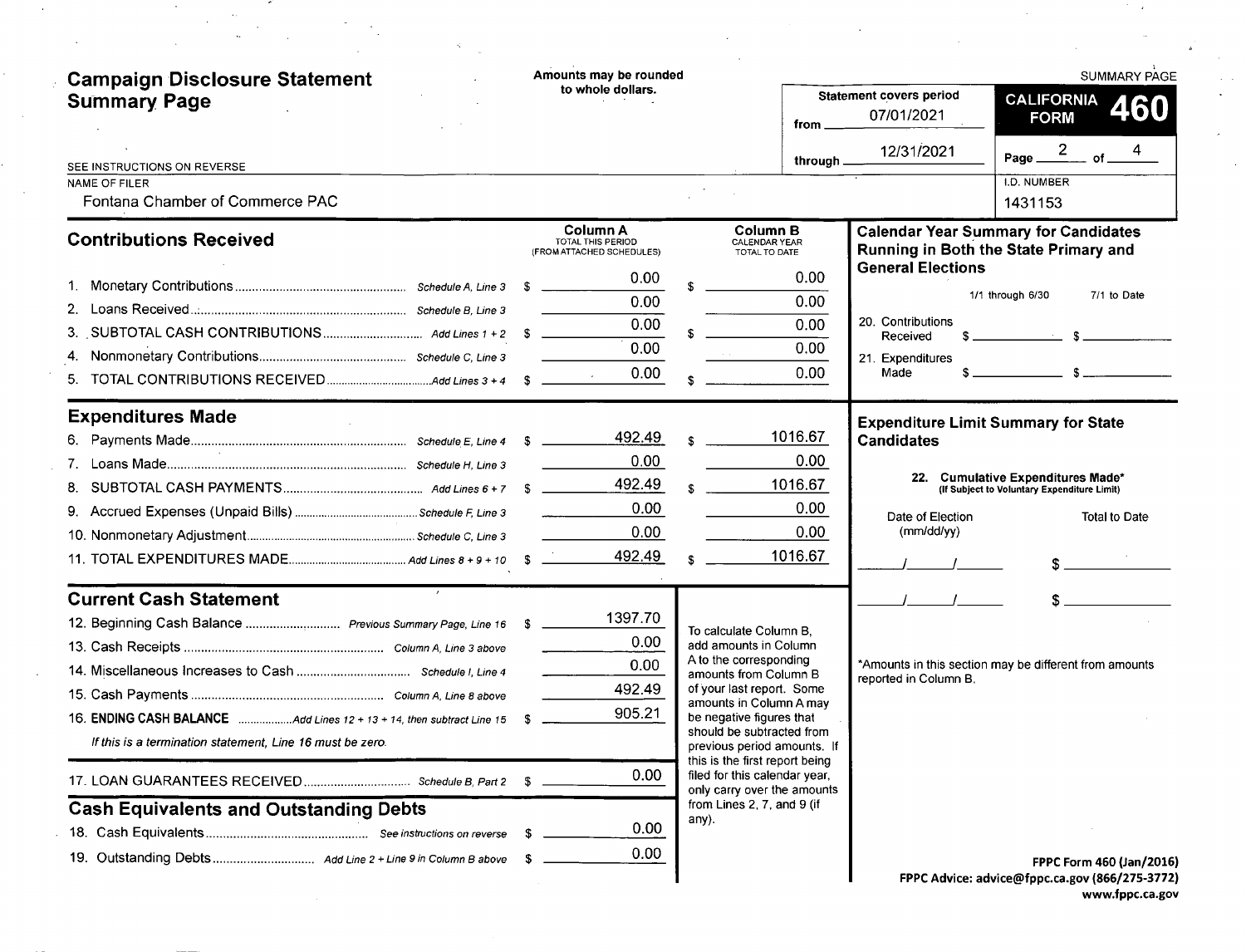# Campaign Disclosure Statement Summary Page

Amounts may be rounded to whole dollars.

SUMMARY PAGE

**CALIFORNIA FORM 460**

Statement covers period from 07/01/2021 through 12/31/2021

Page 2 of 4

SEE INSTRUCTIONS ON REVERSE

NAME OF FILER: Fontana Chamber of Commerce PAC

I.D. NUMBER: 1431153

## Contributions Received

| | | Column A TOTAL THIS PERIOD (FROM ATTACHED SCHEDULES) | Column B CALENDAR YEAR TOTAL TO DATE |
|---|---|---|---|
| 1. Monetary Contributions | Schedule A, Line 3 | $ 0.00 | $ 0.00 |
| 2. Loans Received | Schedule B, Line 3 | 0.00 | 0.00 |
| 3. SUBTOTAL CASH CONTRIBUTIONS | Add Lines 1 + 2 | $ 0.00 | $ 0.00 |
| 4. Nonmonetary Contributions | Schedule C, Line 3 | 0.00 | 0.00 |
| 5. TOTAL CONTRIBUTIONS RECEIVED | Add Lines 3 + 4 | $ 0.00 | $ 0.00 |

## Expenditures Made

| | | Column A | Column B |
|---|---|---|---|
| 6. Payments Made | Schedule E, Line 4 | $ 492.49 | $ 1016.67 |
| 7. Loans Made | Schedule H, Line 3 | 0.00 | 0.00 |
| 8. SUBTOTAL CASH PAYMENTS | Add Lines 6 + 7 | $ 492.49 | $ 1016.67 |
| 9. Accrued Expenses (Unpaid Bills) | Schedule F, Line 3 | 0.00 | 0.00 |
| 10. Nonmonetary Adjustment | Schedule C, Line 3 | 0.00 | 0.00 |
| 11. TOTAL EXPENDITURES MADE | Add Lines 8 + 9 + 10 | $ 492.49 | $ 1016.67 |

## Current Cash Statement

| | | |
|---|---|---|
| 12. Beginning Cash Balance | Previous Summary Page, Line 16 | $ 1397.70 |
| 13. Cash Receipts | Column A, Line 3 above | 0.00 |
| 14. Miscellaneous Increases to Cash | Schedule I, Line 4 | 0.00 |
| 15. Cash Payments | Column A, Line 8 above | 492.49 |
| 16. **ENDING CASH BALANCE** | Add Lines 12 + 13 + 14, then subtract Line 15 | $ 905.21 |

*If this is a termination statement, Line 16 must be zero.*

| | | |
|---|---|---|
| 17. LOAN GUARANTEES RECEIVED | Schedule B, Part 2 | $ 0.00 |

## Cash Equivalents and Outstanding Debts

| | | |
|---|---|---|
| 18. Cash Equivalents | See instructions on reverse | $ 0.00 |
| 19. Outstanding Debts | Add Line 2 + Line 9 in Column B above | $ 0.00 |

To calculate Column B, add amounts in Column A to the corresponding amounts from Column B of your last report. Some amounts in Column A may be negative figures that should be subtracted from previous period amounts. If this is the first report being filed for this calendar year, only carry over the amounts from Lines 2, 7, and 9 (if any).

## Calendar Year Summary for Candidates Running in Both the State Primary and General Elections

| | 1/1 through 6/30 | 7/1 to Date |
|---|---|---|
| 20. Contributions Received | $ | $ |
| 21. Expenditures Made | $ | $ |

## Expenditure Limit Summary for State Candidates

**22. Cumulative Expenditures Made*** (If Subject to Voluntary Expenditure Limit)

| Date of Election (mm/dd/yy) | Total to Date |
|---|---|
| / / | $ |
| / / | $ |

*Amounts in this section may be different from amounts reported in Column B.

FPPC Form 460 (Jan/2016)
FPPC Advice: advice@fppc.ca.gov (866/275-3772)
www.fppc.ca.gov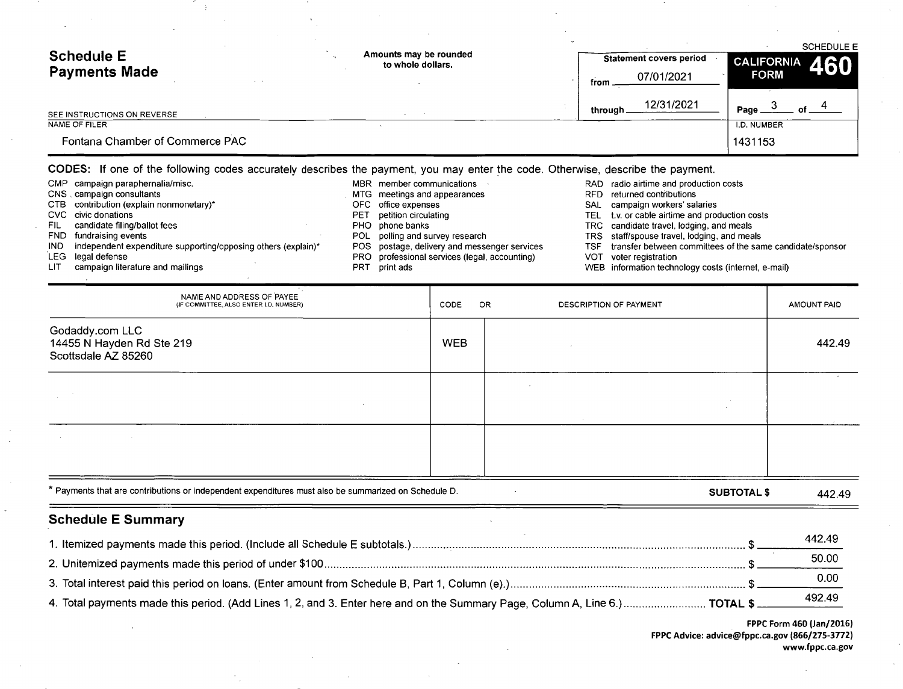# Schedule E
# Payments Made

Amounts may be rounded to whole dollars.

SEE INSTRUCTIONS ON REVERSE

| Statement covers period | |
|---|---|
| from | 07/01/2021 |
| through | 12/31/2021 |

SCHEDULE E
**CALIFORNIA FORM 460**

NAME OF FILER: Fontana Chamber of Commerce PAC

I.D. NUMBER: 1431153

**CODES:** If one of the following codes accurately describes the payment, you may enter the code. Otherwise, describe the payment.

- CMP campaign paraphernalia/misc.
- CNS campaign consultants
- CTB contribution (explain nonmonetary)*
- CVC civic donations
- FIL candidate filing/ballot fees
- FND fundraising events
- IND independent expenditure supporting/opposing others (explain)*
- LEG legal defense
- LIT campaign literature and mailings
- MBR member communications
- MTG meetings and appearances
- OFC office expenses
- PET petition circulating
- PHO phone banks
- POL polling and survey research
- POS postage, delivery and messenger services
- PRO professional services (legal, accounting)
- PRT print ads
- RAD radio airtime and production costs
- RFD returned contributions
- SAL campaign workers' salaries
- TEL t.v. or cable airtime and production costs
- TRC candidate travel, lodging, and meals
- TRS staff/spouse travel, lodging, and meals
- TSF transfer between committees of the same candidate/sponsor
- VOT voter registration
- WEB information technology costs (internet, e-mail)

| NAME AND ADDRESS OF PAYEE (IF COMMITTEE, ALSO ENTER I.D. NUMBER) | CODE | OR DESCRIPTION OF PAYMENT | AMOUNT PAID |
|---|---|---|---|
| Godaddy.com LLC<br>14455 N Hayden Rd Ste 219<br>Scottsdale AZ 85260 | WEB | | 442.49 |
| | | | |
| | | | |

* Payments that are contributions or independent expenditures must also be summarized on Schedule D.

**SUBTOTAL $** 442.49

## Schedule E Summary

1. Itemized payments made this period. (Include all Schedule E subtotals.) $ 442.49
2. Unitemized payments made this period of under $100 $ 50.00
3. Total interest paid this period on loans. (Enter amount from Schedule B, Part 1, Column (e).) $ 0.00
4. Total payments made this period. (Add Lines 1, 2, and 3. Enter here and on the Summary Page, Column A, Line 6.) **TOTAL $** 492.49

**FPPC Form 460 (Jan/2016)**
**FPPC Advice: advice@fppc.ca.gov (866/275-3772)**
**www.fppc.ca.gov**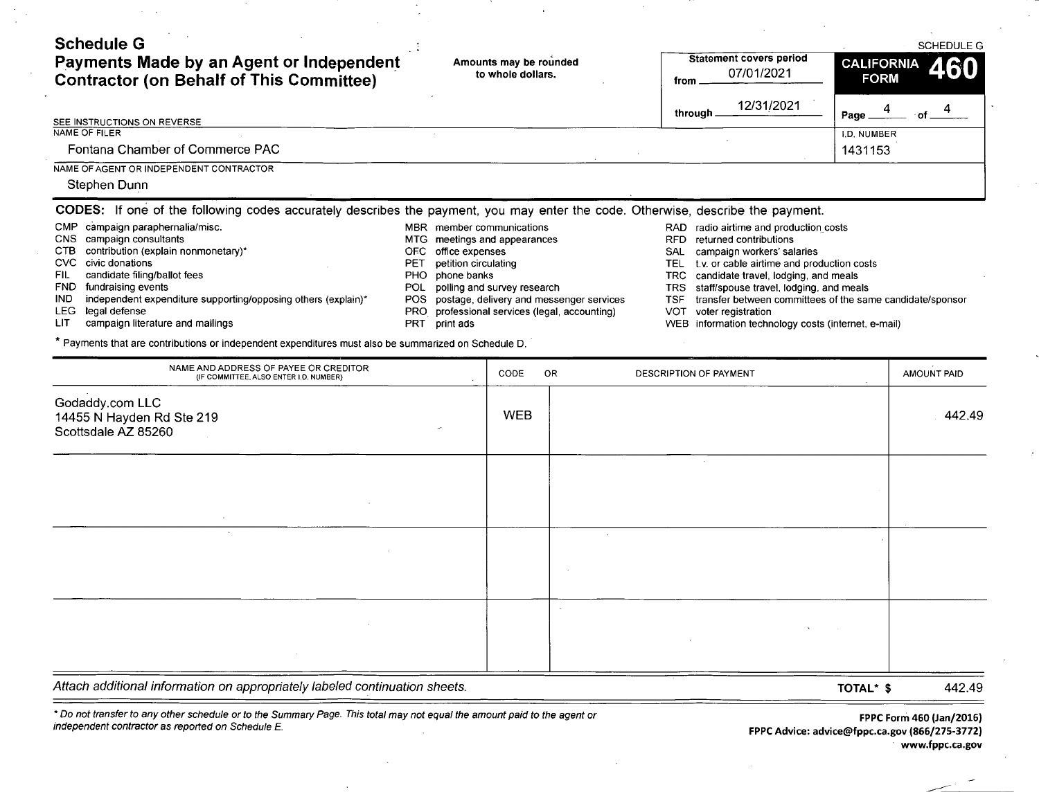# Schedule G
## Payments Made by an Agent or Independent Contractor (on Behalf of This Committee)

SCHEDULE G

Amounts may be rounded to whole dollars.

Statement covers period
from 07/01/2021
through 12/31/2021

**CALIFORNIA FORM 460**

Page 4 of 4

SEE INSTRUCTIONS ON REVERSE

NAME OF FILER
Fontana Chamber of Commerce PAC

I.D. NUMBER
1431153

NAME OF AGENT OR INDEPENDENT CONTRACTOR
Stephen Dunn

**CODES:** If one of the following codes accurately describes the payment, you may enter the code. Otherwise, describe the payment.

- CMP campaign paraphernalia/misc.
- CNS campaign consultants
- CTB contribution (explain nonmonetary)*
- CVC civic donations
- FIL candidate filing/ballot fees
- FND fundraising events
- IND independent expenditure supporting/opposing others (explain)*
- LEG legal defense
- LIT campaign literature and mailings
- MBR member communications
- MTG meetings and appearances
- OFC office expenses
- PET petition circulating
- PHO phone banks
- POL polling and survey research
- POS postage, delivery and messenger services
- PRO professional services (legal, accounting)
- PRT print ads
- RAD radio airtime and production costs
- RFD returned contributions
- SAL campaign workers' salaries
- TEL t.v. or cable airtime and production costs
- TRC candidate travel, lodging, and meals
- TRS staff/spouse travel, lodging, and meals
- TSF transfer between committees of the same candidate/sponsor
- VOT voter registration
- WEB information technology costs (internet, e-mail)

* Payments that are contributions or independent expenditures must also be summarized on Schedule D.

| NAME AND ADDRESS OF PAYEE OR CREDITOR (IF COMMITTEE, ALSO ENTER I.D. NUMBER) | CODE | OR DESCRIPTION OF PAYMENT | AMOUNT PAID |
|---|---|---|---|
| Godaddy.com LLC<br>14455 N Hayden Rd Ste 219<br>Scottsdale AZ 85260 | WEB | | 442.49 |
| | | | |
| | | | |
| | | | |

*Attach additional information on appropriately labeled continuation sheets.*

**TOTAL* $** 442.49

*\* Do not transfer to any other schedule or to the Summary Page. This total may not equal the amount paid to the agent or independent contractor as reported on Schedule E.*

**FPPC Form 460 (Jan/2016)**
**FPPC Advice: advice@fppc.ca.gov (866/275-3772)**
**www.fppc.ca.gov**